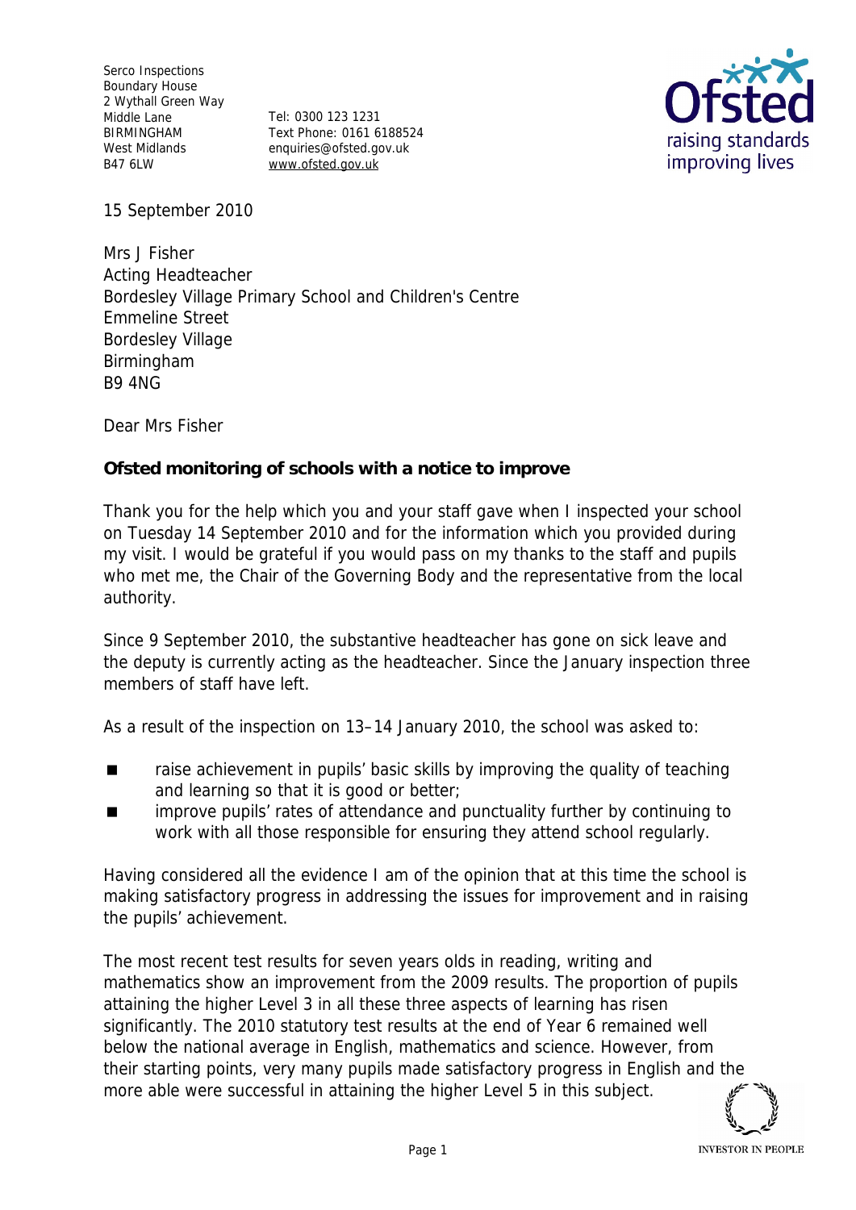Serco Inspections
Boundary House
2 Wythall Green Way
Middle Lane
BIRMINGHAM
West Midlands
B47 6LW

Tel: 0300 123 1231
Text Phone: 0161 6188524
enquiries@ofsted.gov.uk
www.ofsted.gov.uk

15 September 2010

Mrs J Fisher
Acting Headteacher
Bordesley Village Primary School and Children's Centre
Emmeline Street
Bordesley Village
Birmingham
B9 4NG

Dear Mrs Fisher

**Ofsted monitoring of schools with a notice to improve**

Thank you for the help which you and your staff gave when I inspected your school on Tuesday 14 September 2010 and for the information which you provided during my visit. I would be grateful if you would pass on my thanks to the staff and pupils who met me, the Chair of the Governing Body and the representative from the local authority.

Since 9 September 2010, the substantive headteacher has gone on sick leave and the deputy is currently acting as the headteacher. Since the January inspection three members of staff have left.

As a result of the inspection on 13–14 January 2010, the school was asked to:

- raise achievement in pupils' basic skills by improving the quality of teaching and learning so that it is good or better;
- improve pupils' rates of attendance and punctuality further by continuing to work with all those responsible for ensuring they attend school regularly.

Having considered all the evidence I am of the opinion that at this time the school is making satisfactory progress in addressing the issues for improvement and in raising the pupils' achievement.

The most recent test results for seven years olds in reading, writing and mathematics show an improvement from the 2009 results. The proportion of pupils attaining the higher Level 3 in all these three aspects of learning has risen significantly. The 2010 statutory test results at the end of Year 6 remained well below the national average in English, mathematics and science. However, from their starting points, very many pupils made satisfactory progress in English and the more able were successful in attaining the higher Level 5 in this subject.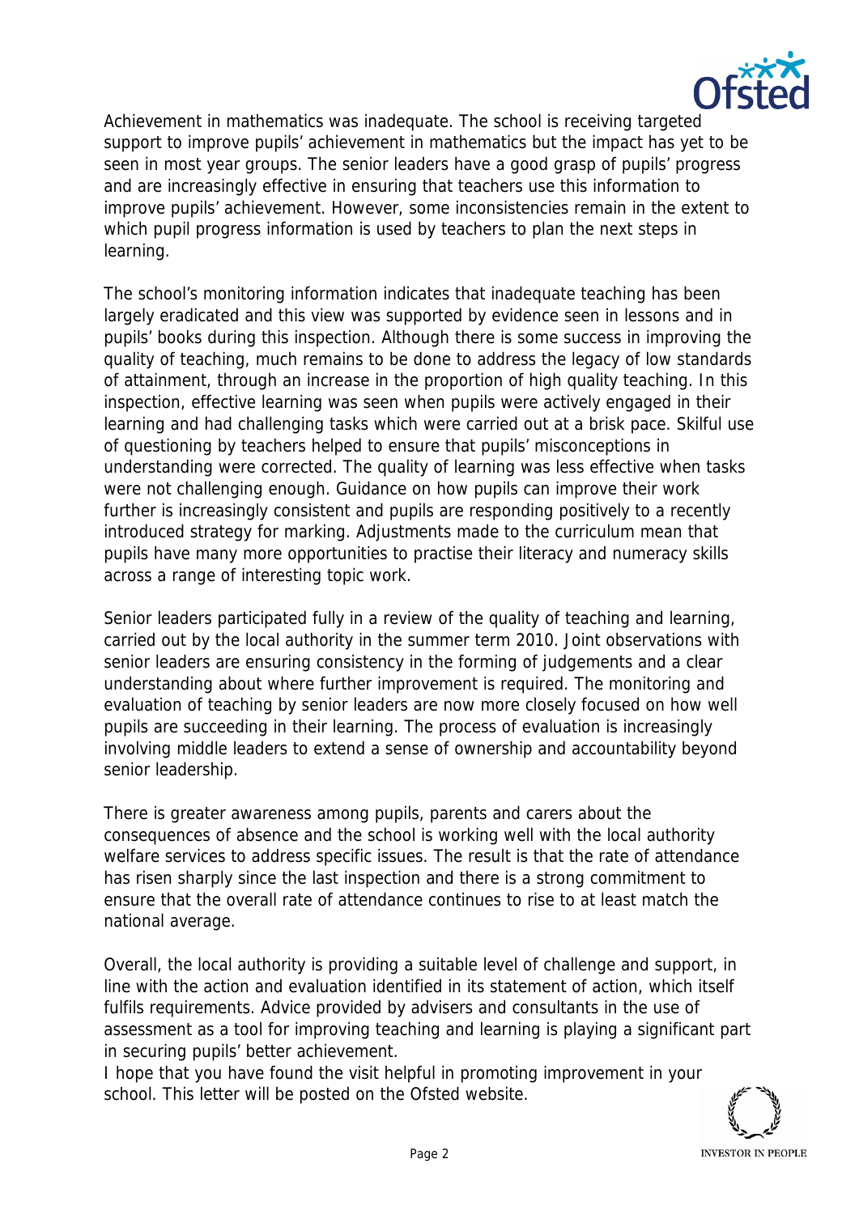Achievement in mathematics was inadequate. The school is receiving targeted support to improve pupils' achievement in mathematics but the impact has yet to be seen in most year groups. The senior leaders have a good grasp of pupils' progress and are increasingly effective in ensuring that teachers use this information to improve pupils' achievement. However, some inconsistencies remain in the extent to which pupil progress information is used by teachers to plan the next steps in learning.

The school's monitoring information indicates that inadequate teaching has been largely eradicated and this view was supported by evidence seen in lessons and in pupils' books during this inspection. Although there is some success in improving the quality of teaching, much remains to be done to address the legacy of low standards of attainment, through an increase in the proportion of high quality teaching. In this inspection, effective learning was seen when pupils were actively engaged in their learning and had challenging tasks which were carried out at a brisk pace. Skilful use of questioning by teachers helped to ensure that pupils' misconceptions in understanding were corrected. The quality of learning was less effective when tasks were not challenging enough. Guidance on how pupils can improve their work further is increasingly consistent and pupils are responding positively to a recently introduced strategy for marking. Adjustments made to the curriculum mean that pupils have many more opportunities to practise their literacy and numeracy skills across a range of interesting topic work.

Senior leaders participated fully in a review of the quality of teaching and learning, carried out by the local authority in the summer term 2010. Joint observations with senior leaders are ensuring consistency in the forming of judgements and a clear understanding about where further improvement is required. The monitoring and evaluation of teaching by senior leaders are now more closely focused on how well pupils are succeeding in their learning. The process of evaluation is increasingly involving middle leaders to extend a sense of ownership and accountability beyond senior leadership.

There is greater awareness among pupils, parents and carers about the consequences of absence and the school is working well with the local authority welfare services to address specific issues. The result is that the rate of attendance has risen sharply since the last inspection and there is a strong commitment to ensure that the overall rate of attendance continues to rise to at least match the national average.

Overall, the local authority is providing a suitable level of challenge and support, in line with the action and evaluation identified in its statement of action, which itself fulfils requirements. Advice provided by advisers and consultants in the use of assessment as a tool for improving teaching and learning is playing a significant part in securing pupils' better achievement.

I hope that you have found the visit helpful in promoting improvement in your school. This letter will be posted on the Ofsted website.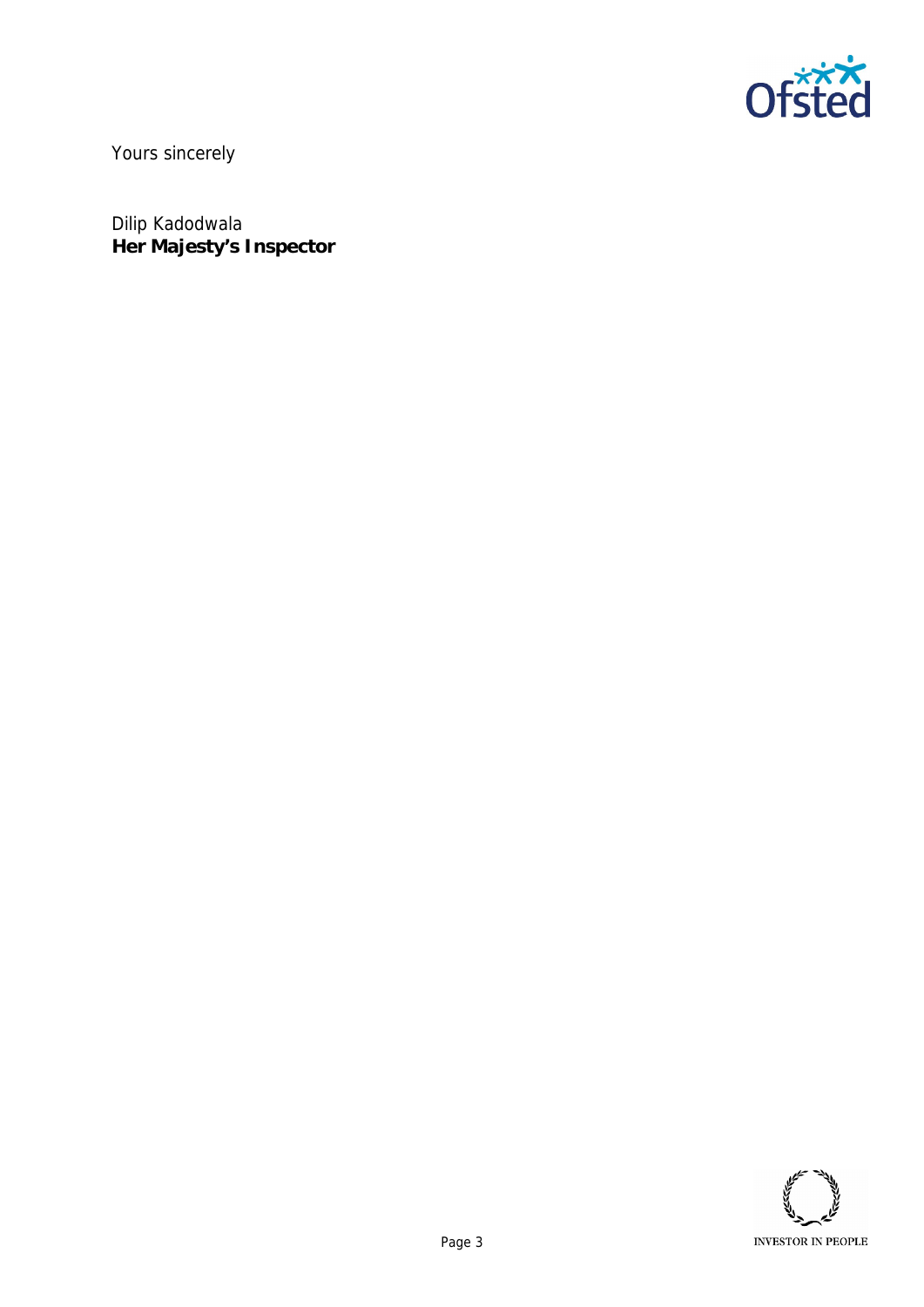Yours sincerely

Dilip Kadodwala
**Her Majesty's Inspector**